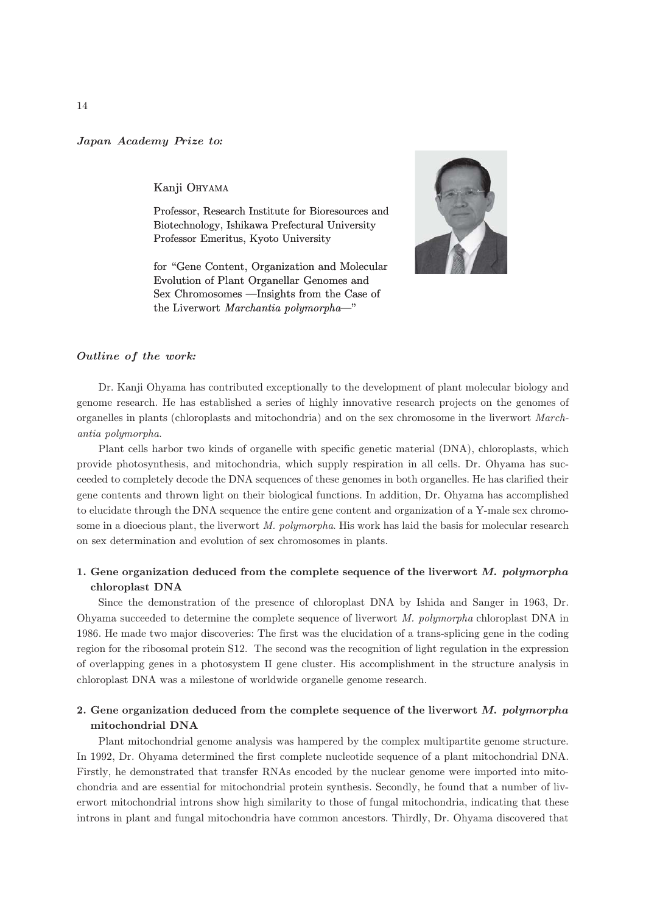*Japan Academy Prize to:*

Kanji OHYAMA

Professor, Research Institute for Bioresources and Biotechnology, Ishikawa Prefectural University
Professor Emeritus, Kyoto University

for "Gene Content, Organization and Molecular Evolution of Plant Organellar Genomes and Sex Chromosomes —Insights from the Case of the Liverwort *Marchantia polymorpha*—"

## *Outline of the work:*

Dr. Kanji Ohyama has contributed exceptionally to the development of plant molecular biology and genome research. He has established a series of highly innovative research projects on the genomes of organelles in plants (chloroplasts and mitochondria) and on the sex chromosome in the liverwort *Marchantia polymorpha*.

Plant cells harbor two kinds of organelle with specific genetic material (DNA), chloroplasts, which provide photosynthesis, and mitochondria, which supply respiration in all cells. Dr. Ohyama has succeeded to completely decode the DNA sequences of these genomes in both organelles. He has clarified their gene contents and thrown light on their biological functions. In addition, Dr. Ohyama has accomplished to elucidate through the DNA sequence the entire gene content and organization of a Y-male sex chromosome in a dioecious plant, the liverwort *M. polymorpha*. His work has laid the basis for molecular research on sex determination and evolution of sex chromosomes in plants.

### 1. Gene organization deduced from the complete sequence of the liverwort *M. polymorpha* chloroplast DNA

Since the demonstration of the presence of chloroplast DNA by Ishida and Sanger in 1963, Dr. Ohyama succeeded to determine the complete sequence of liverwort *M. polymorpha* chloroplast DNA in 1986. He made two major discoveries: The first was the elucidation of a trans-splicing gene in the coding region for the ribosomal protein S12. The second was the recognition of light regulation in the expression of overlapping genes in a photosystem II gene cluster. His accomplishment in the structure analysis in chloroplast DNA was a milestone of worldwide organelle genome research.

### 2. Gene organization deduced from the complete sequence of the liverwort *M. polymorpha* mitochondrial DNA

Plant mitochondrial genome analysis was hampered by the complex multipartite genome structure. In 1992, Dr. Ohyama determined the first complete nucleotide sequence of a plant mitochondrial DNA. Firstly, he demonstrated that transfer RNAs encoded by the nuclear genome were imported into mitochondria and are essential for mitochondrial protein synthesis. Secondly, he found that a number of liverwort mitochondrial introns show high similarity to those of fungal mitochondria, indicating that these introns in plant and fungal mitochondria have common ancestors. Thirdly, Dr. Ohyama discovered that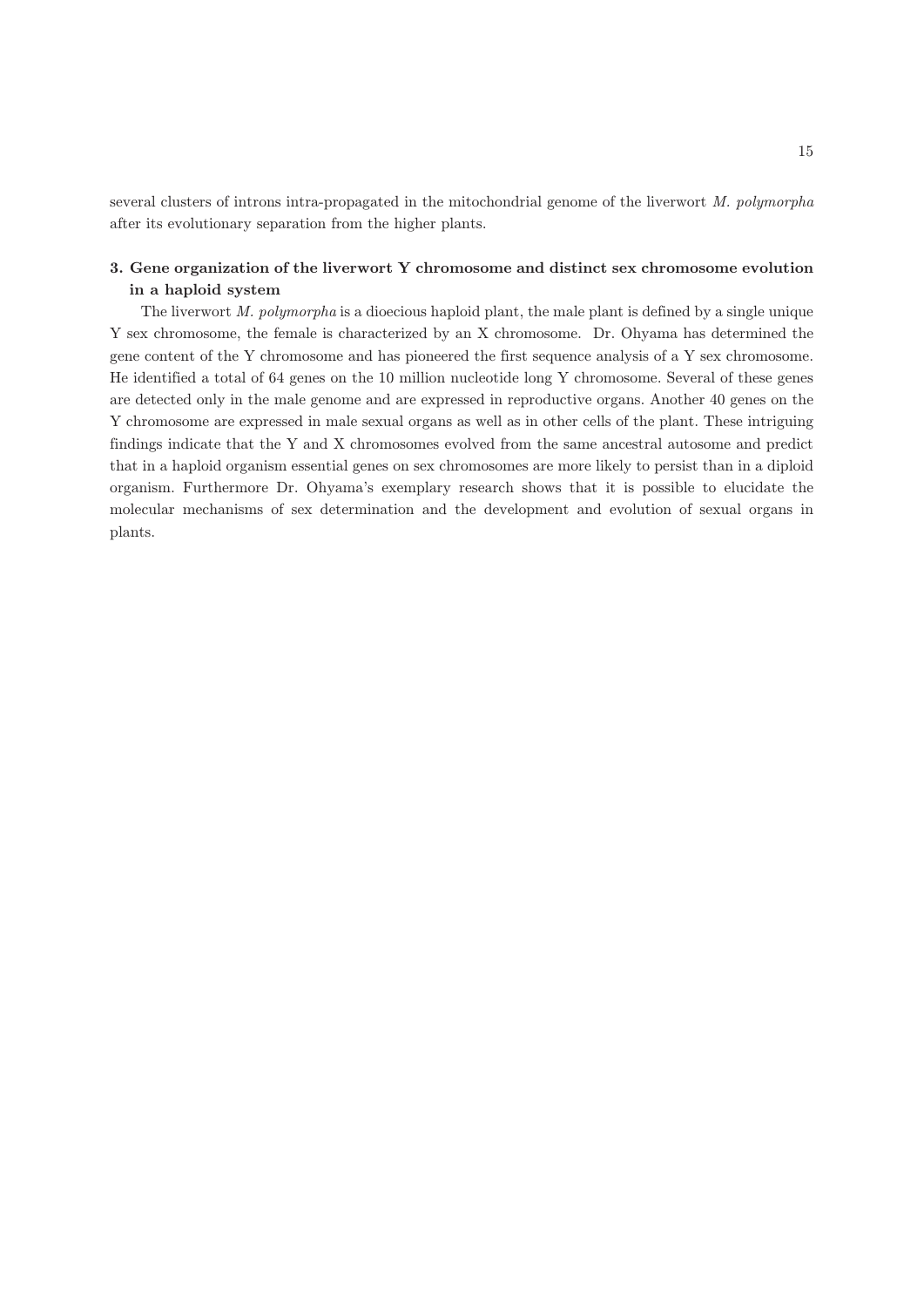several clusters of introns intra-propagated in the mitochondrial genome of the liverwort *M. polymorpha* after its evolutionary separation from the higher plants.

## 3. Gene organization of the liverwort Y chromosome and distinct sex chromosome evolution in a haploid system

The liverwort *M. polymorpha* is a dioecious haploid plant, the male plant is defined by a single unique Y sex chromosome, the female is characterized by an X chromosome. Dr. Ohyama has determined the gene content of the Y chromosome and has pioneered the first sequence analysis of a Y sex chromosome. He identified a total of 64 genes on the 10 million nucleotide long Y chromosome. Several of these genes are detected only in the male genome and are expressed in reproductive organs. Another 40 genes on the Y chromosome are expressed in male sexual organs as well as in other cells of the plant. These intriguing findings indicate that the Y and X chromosomes evolved from the same ancestral autosome and predict that in a haploid organism essential genes on sex chromosomes are more likely to persist than in a diploid organism. Furthermore Dr. Ohyama's exemplary research shows that it is possible to elucidate the molecular mechanisms of sex determination and the development and evolution of sexual organs in plants.